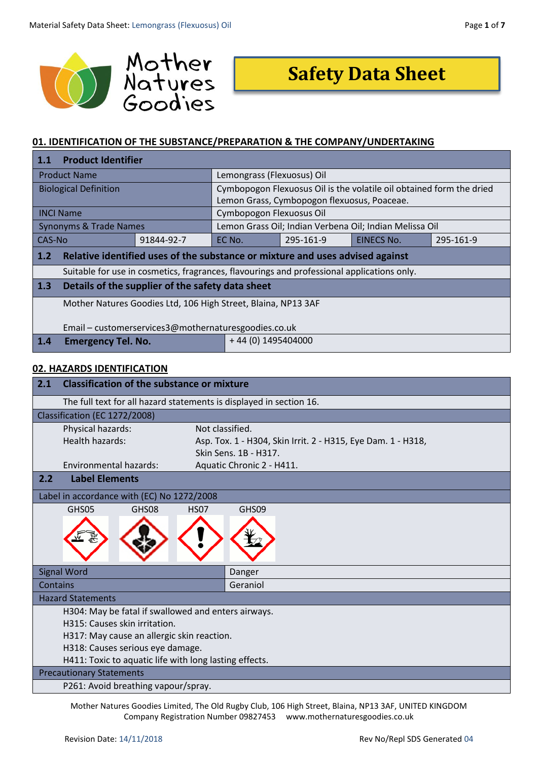# Safety Data Sheet

## 01. IDENTIFICATION OF THE SUBSTANCE/PREPARATION & THE COMPANY/UNDERTAKING

### 1.1 Product Identifier

| | | | | | |
|---|---|---|---|---|---|
| Product Name | | Lemongrass (Flexuosus) Oil | | | |
| Biological Definition | | Cymbopogon Flexuosus Oil is the volatile oil obtained form the dried Lemon Grass, Cymbopogon flexuosus, Poaceae. | | | |
| INCI Name | | Cymbopogon Flexuosus Oil | | | |
| Synonyms & Trade Names | | Lemon Grass Oil; Indian Verbena Oil; Indian Melissa Oil | | | |
| CAS-No | 91844-92-7 | EC No. | 295-161-9 | EINECS No. | 295-161-9 |

### 1.2 Relative identified uses of the substance or mixture and uses advised against

Suitable for use in cosmetics, fragrances, flavourings and professional applications only.

### 1.3 Details of the supplier of the safety data sheet

Mother Natures Goodies Ltd, 106 High Street, Blaina, NP13 3AF

Email – customerservices3@mothernaturesgoodies.co.uk

### 1.4 Emergency Tel. No.

+ 44 (0) 1495404000

## 02. HAZARDS IDENTIFICATION

### 2.1 Classification of the substance or mixture

The full text for all hazard statements is displayed in section 16.

Classification (EC 1272/2008)

| | |
|---|---|
| Physical hazards: | Not classified. |
| Health hazards: | Asp. Tox. 1 - H304, Skin Irrit. 2 - H315, Eye Dam. 1 - H318, Skin Sens. 1B - H317. |
| Environmental hazards: | Aquatic Chronic 2 - H411. |

### 2.2 Label Elements

Label in accordance with (EC) No 1272/2008

GHS05 GHS08 HS07 GHS09

| | |
|---|---|
| Signal Word | Danger |
| Contains | Geraniol |

Hazard Statements

H304: May be fatal if swallowed and enters airways.
H315: Causes skin irritation.
H317: May cause an allergic skin reaction.
H318: Causes serious eye damage.
H411: Toxic to aquatic life with long lasting effects.

Precautionary Statements

P261: Avoid breathing vapour/spray.

Mother Natures Goodies Limited, The Old Rugby Club, 106 High Street, Blaina, NP13 3AF, UNITED KINGDOM
Company Registration Number 09827453 www.mothernaturesgoodies.co.uk

Revision Date: 14/11/2018 Rev No/Repl SDS Generated 04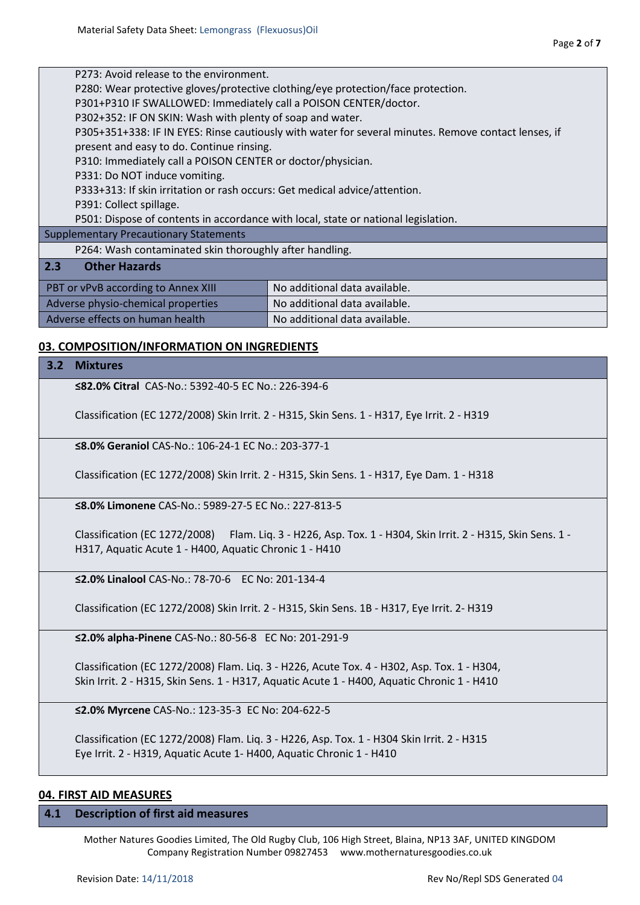P273: Avoid release to the environment.
P280: Wear protective gloves/protective clothing/eye protection/face protection.
P301+P310 IF SWALLOWED: Immediately call a POISON CENTER/doctor.
P302+352: IF ON SKIN: Wash with plenty of soap and water.
P305+351+338: IF IN EYES: Rinse cautiously with water for several minutes. Remove contact lenses, if present and easy to do. Continue rinsing.
P310: Immediately call a POISON CENTER or doctor/physician.
P331: Do NOT induce vomiting.
P333+313: If skin irritation or rash occurs: Get medical advice/attention.
P391: Collect spillage.
P501: Dispose of contents in accordance with local, state or national legislation.

**Supplementary Precautionary Statements**

P264: Wash contaminated skin thoroughly after handling.

### 2.3 Other Hazards

| | |
|---|---|
| PBT or vPvB according to Annex XIII | No additional data available. |
| Adverse physio-chemical properties | No additional data available. |
| Adverse effects on human health | No additional data available. |

## 03. COMPOSITION/INFORMATION ON INGREDIENTS

### 3.2 Mixtures

**≤82.0% Citral** CAS-No.: 5392-40-5 EC No.: 226-394-6

Classification (EC 1272/2008) Skin Irrit. 2 - H315, Skin Sens. 1 - H317, Eye Irrit. 2 - H319

**≤8.0% Geraniol** CAS-No.: 106-24-1 EC No.: 203-377-1

Classification (EC 1272/2008) Skin Irrit. 2 - H315, Skin Sens. 1 - H317, Eye Dam. 1 - H318

**≤8.0% Limonene** CAS-No.: 5989-27-5 EC No.: 227-813-5

Classification (EC 1272/2008) Flam. Liq. 3 - H226, Asp. Tox. 1 - H304, Skin Irrit. 2 - H315, Skin Sens. 1 - H317, Aquatic Acute 1 - H400, Aquatic Chronic 1 - H410

**≤2.0% Linalool** CAS-No.: 78-70-6 EC No: 201-134-4

Classification (EC 1272/2008) Skin Irrit. 2 - H315, Skin Sens. 1B - H317, Eye Irrit. 2- H319

**≤2.0% alpha-Pinene** CAS-No.: 80-56-8 EC No: 201-291-9

Classification (EC 1272/2008) Flam. Liq. 3 - H226, Acute Tox. 4 - H302, Asp. Tox. 1 - H304, Skin Irrit. 2 - H315, Skin Sens. 1 - H317, Aquatic Acute 1 - H400, Aquatic Chronic 1 - H410

**≤2.0% Myrcene** CAS-No.: 123-35-3 EC No: 204-622-5

Classification (EC 1272/2008) Flam. Liq. 3 - H226, Asp. Tox. 1 - H304 Skin Irrit. 2 - H315 Eye Irrit. 2 - H319, Aquatic Acute 1- H400, Aquatic Chronic 1 - H410

## 04. FIRST AID MEASURES

### 4.1 Description of first aid measures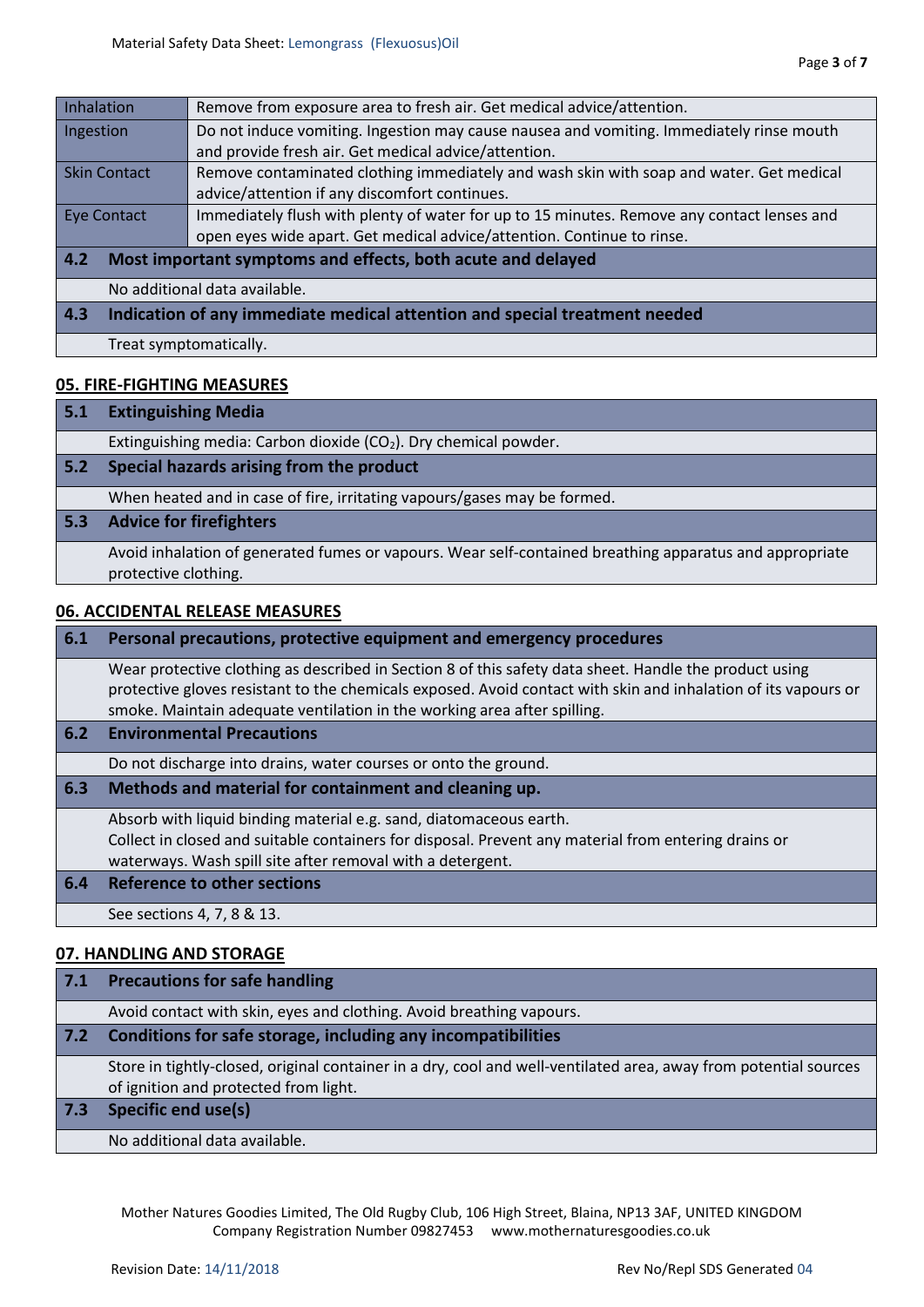| | |
|---|---|
| Inhalation | Remove from exposure area to fresh air. Get medical advice/attention. |
| Ingestion | Do not induce vomiting. Ingestion may cause nausea and vomiting. Immediately rinse mouth and provide fresh air. Get medical advice/attention. |
| Skin Contact | Remove contaminated clothing immediately and wash skin with soap and water. Get medical advice/attention if any discomfort continues. |
| Eye Contact | Immediately flush with plenty of water for up to 15 minutes. Remove any contact lenses and open eyes wide apart. Get medical advice/attention. Continue to rinse. |

**4.2 Most important symptoms and effects, both acute and delayed**

No additional data available.

**4.3 Indication of any immediate medical attention and special treatment needed**

Treat symptomatically.

## 05. FIRE-FIGHTING MEASURES

**5.1 Extinguishing Media**

Extinguishing media: Carbon dioxide ($CO_2$). Dry chemical powder.

**5.2 Special hazards arising from the product**

When heated and in case of fire, irritating vapours/gases may be formed.

**5.3 Advice for firefighters**

Avoid inhalation of generated fumes or vapours. Wear self-contained breathing apparatus and appropriate protective clothing.

## 06. ACCIDENTAL RELEASE MEASURES

**6.1 Personal precautions, protective equipment and emergency procedures**

Wear protective clothing as described in Section 8 of this safety data sheet. Handle the product using protective gloves resistant to the chemicals exposed. Avoid contact with skin and inhalation of its vapours or smoke. Maintain adequate ventilation in the working area after spilling.

**6.2 Environmental Precautions**

Do not discharge into drains, water courses or onto the ground.

**6.3 Methods and material for containment and cleaning up.**

Absorb with liquid binding material e.g. sand, diatomaceous earth.
Collect in closed and suitable containers for disposal. Prevent any material from entering drains or waterways. Wash spill site after removal with a detergent.

**6.4 Reference to other sections**

See sections 4, 7, 8 & 13.

## 07. HANDLING AND STORAGE

**7.1 Precautions for safe handling**

Avoid contact with skin, eyes and clothing. Avoid breathing vapours.

**7.2 Conditions for safe storage, including any incompatibilities**

Store in tightly-closed, original container in a dry, cool and well-ventilated area, away from potential sources of ignition and protected from light.

**7.3 Specific end use(s)**

No additional data available.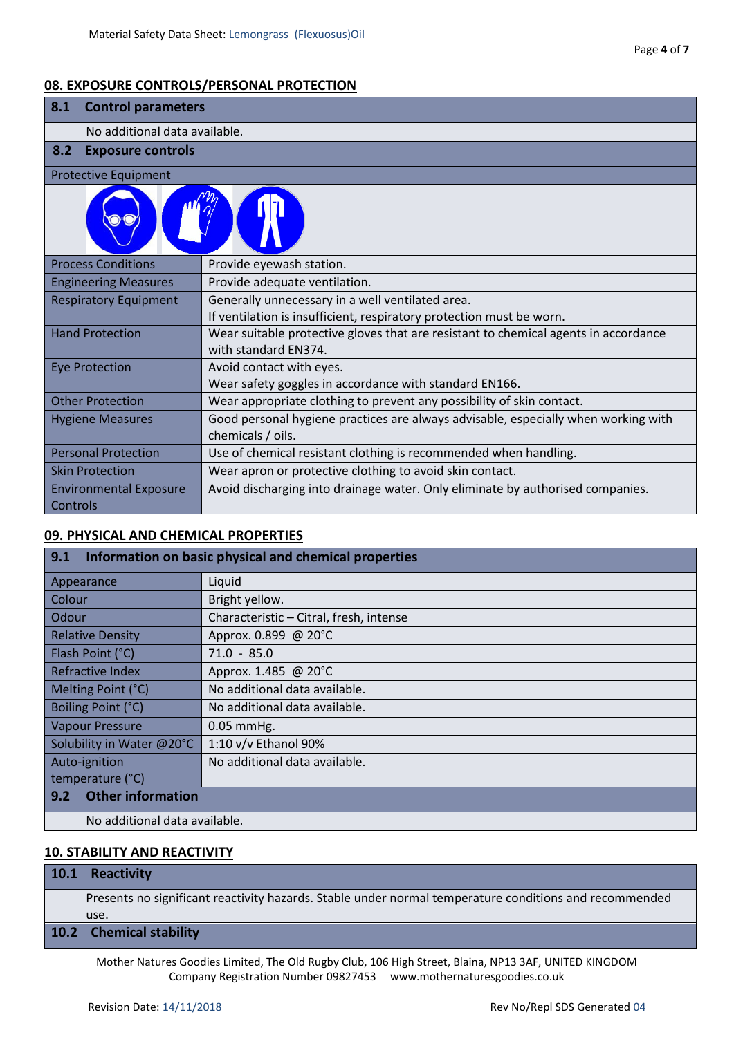## 08. EXPOSURE CONTROLS/PERSONAL PROTECTION

### 8.1 Control parameters

No additional data available.

### 8.2 Exposure controls

Protective Equipment

| | |
|---|---|
| Process Conditions | Provide eyewash station. |
| Engineering Measures | Provide adequate ventilation. |
| Respiratory Equipment | Generally unnecessary in a well ventilated area. If ventilation is insufficient, respiratory protection must be worn. |
| Hand Protection | Wear suitable protective gloves that are resistant to chemical agents in accordance with standard EN374. |
| Eye Protection | Avoid contact with eyes. Wear safety goggles in accordance with standard EN166. |
| Other Protection | Wear appropriate clothing to prevent any possibility of skin contact. |
| Hygiene Measures | Good personal hygiene practices are always advisable, especially when working with chemicals / oils. |
| Personal Protection | Use of chemical resistant clothing is recommended when handling. |
| Skin Protection | Wear apron or protective clothing to avoid skin contact. |
| Environmental Exposure Controls | Avoid discharging into drainage water. Only eliminate by authorised companies. |

## 09. PHYSICAL AND CHEMICAL PROPERTIES

### 9.1 Information on basic physical and chemical properties

| | |
|---|---|
| Appearance | Liquid |
| Colour | Bright yellow. |
| Odour | Characteristic – Citral, fresh, intense |
| Relative Density | Approx. 0.899 @ 20°C |
| Flash Point (°C) | 71.0 - 85.0 |
| Refractive Index | Approx. 1.485 @ 20°C |
| Melting Point (°C) | No additional data available. |
| Boiling Point (°C) | No additional data available. |
| Vapour Pressure | 0.05 mmHg. |
| Solubility in Water @20°C | 1:10 v/v Ethanol 90% |
| Auto-ignition temperature (°C) | No additional data available. |

### 9.2 Other information

No additional data available.

## 10. STABILITY AND REACTIVITY

### 10.1 Reactivity

Presents no significant reactivity hazards. Stable under normal temperature conditions and recommended use.

### 10.2 Chemical stability

Mother Natures Goodies Limited, The Old Rugby Club, 106 High Street, Blaina, NP13 3AF, UNITED KINGDOM
Company Registration Number 09827453 www.mothernaturesgoodies.co.uk

Revision Date: 14/11/2018 Rev No/Repl SDS Generated 04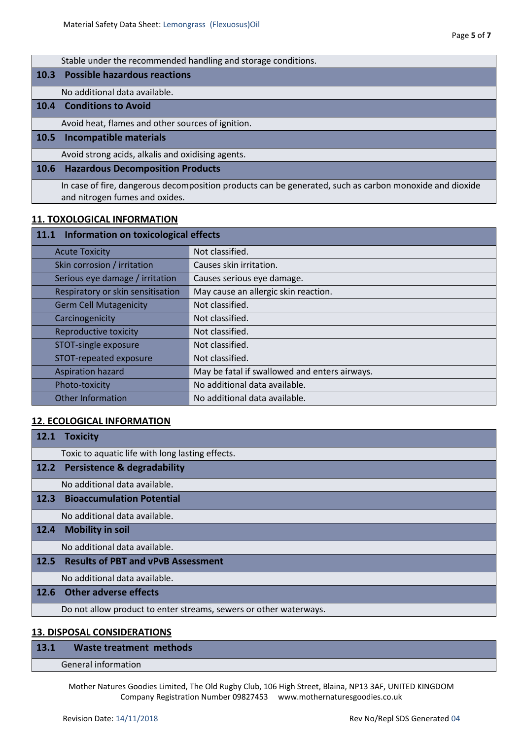Stable under the recommended handling and storage conditions.

### 10.3 Possible hazardous reactions

No additional data available.

### 10.4 Conditions to Avoid

Avoid heat, flames and other sources of ignition.

### 10.5 Incompatible materials

Avoid strong acids, alkalis and oxidising agents.

### 10.6 Hazardous Decomposition Products

In case of fire, dangerous decomposition products can be generated, such as carbon monoxide and dioxide and nitrogen fumes and oxides.

## 11. TOXOLOGICAL INFORMATION

### 11.1 Information on toxicological effects

| | |
|---|---|
| Acute Toxicity | Not classified. |
| Skin corrosion / irritation | Causes skin irritation. |
| Serious eye damage / irritation | Causes serious eye damage. |
| Respiratory or skin sensitisation | May cause an allergic skin reaction. |
| Germ Cell Mutagenicity | Not classified. |
| Carcinogenicity | Not classified. |
| Reproductive toxicity | Not classified. |
| STOT-single exposure | Not classified. |
| STOT-repeated exposure | Not classified. |
| Aspiration hazard | May be fatal if swallowed and enters airways. |
| Photo-toxicity | No additional data available. |
| Other Information | No additional data available. |

## 12. ECOLOGICAL INFORMATION

### 12.1 Toxicity

Toxic to aquatic life with long lasting effects.

### 12.2 Persistence & degradability

No additional data available.

### 12.3 Bioaccumulation Potential

No additional data available.

### 12.4 Mobility in soil

No additional data available.

### 12.5 Results of PBT and vPvB Assessment

No additional data available.

### 12.6 Other adverse effects

Do not allow product to enter streams, sewers or other waterways.

## 13. DISPOSAL CONSIDERATIONS

### 13.1 Waste treatment methods

General information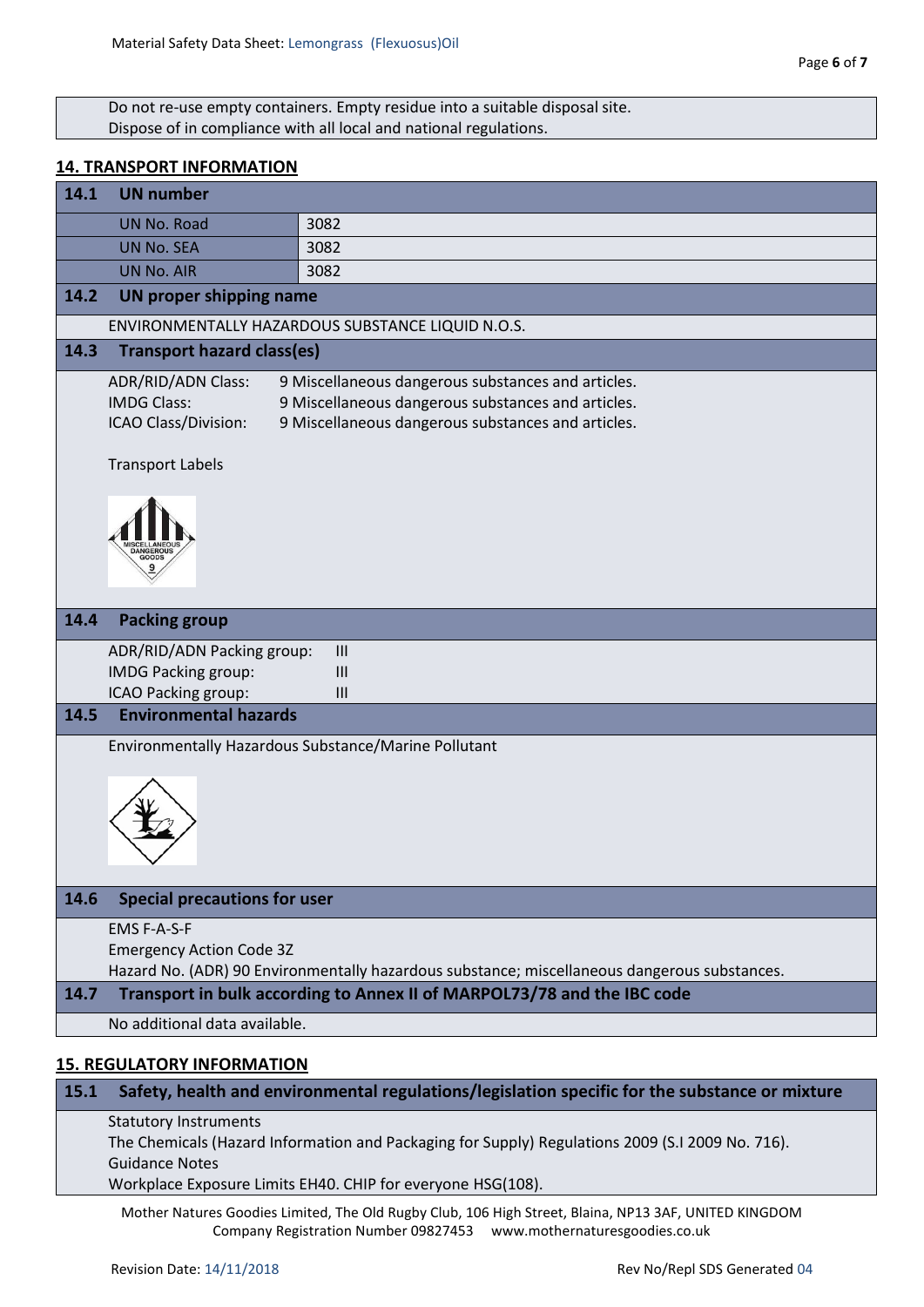Do not re-use empty containers. Empty residue into a suitable disposal site.
Dispose of in compliance with all local and national regulations.

## 14. TRANSPORT INFORMATION

### 14.1 UN number

| | |
|---|---|
| UN No. Road | 3082 |
| UN No. SEA | 3082 |
| UN No. AIR | 3082 |

### 14.2 UN proper shipping name

ENVIRONMENTALLY HAZARDOUS SUBSTANCE LIQUID N.O.S.

### 14.3 Transport hazard class(es)

ADR/RID/ADN Class: 9 Miscellaneous dangerous substances and articles.
IMDG Class: 9 Miscellaneous dangerous substances and articles.
ICAO Class/Division: 9 Miscellaneous dangerous substances and articles.

Transport Labels

### 14.4 Packing group

ADR/RID/ADN Packing group: III
IMDG Packing group: III
ICAO Packing group: III

### 14.5 Environmental hazards

Environmentally Hazardous Substance/Marine Pollutant

### 14.6 Special precautions for user

EMS F-A-S-F
Emergency Action Code 3Z
Hazard No. (ADR) 90 Environmentally hazardous substance; miscellaneous dangerous substances.

### 14.7 Transport in bulk according to Annex II of MARPOL73/78 and the IBC code

No additional data available.

## 15. REGULATORY INFORMATION

### 15.1 Safety, health and environmental regulations/legislation specific for the substance or mixture

Statutory Instruments
The Chemicals (Hazard Information and Packaging for Supply) Regulations 2009 (S.I 2009 No. 716).
Guidance Notes
Workplace Exposure Limits EH40. CHIP for everyone HSG(108).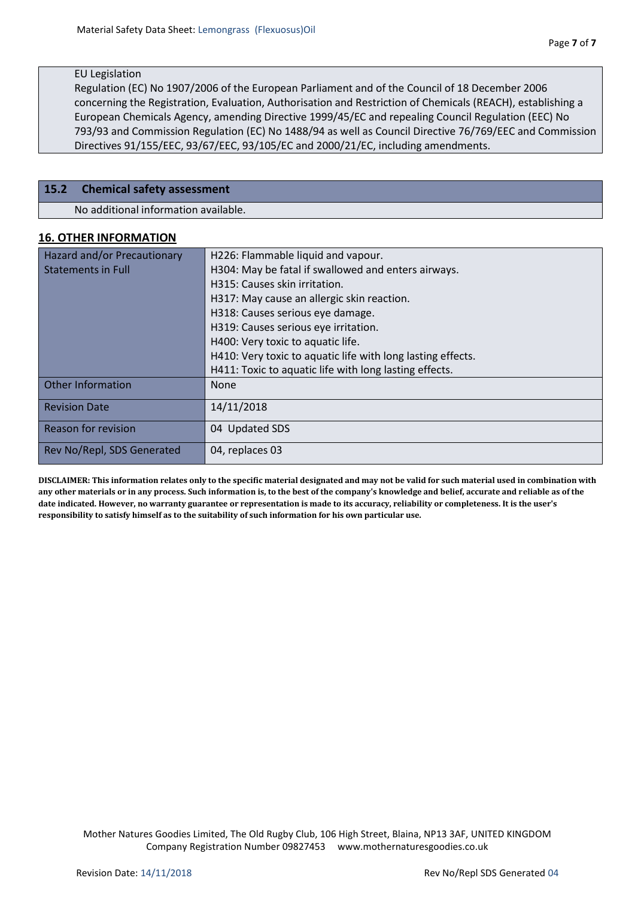EU Legislation
Regulation (EC) No 1907/2006 of the European Parliament and of the Council of 18 December 2006 concerning the Registration, Evaluation, Authorisation and Restriction of Chemicals (REACH), establishing a European Chemicals Agency, amending Directive 1999/45/EC and repealing Council Regulation (EEC) No 793/93 and Commission Regulation (EC) No 1488/94 as well as Council Directive 76/769/EEC and Commission Directives 91/155/EEC, 93/67/EEC, 93/105/EC and 2000/21/EC, including amendments.

### 15.2 Chemical safety assessment

No additional information available.

## 16. OTHER INFORMATION

| | |
|---|---|
| Hazard and/or Precautionary Statements in Full | H226: Flammable liquid and vapour.<br>H304: May be fatal if swallowed and enters airways.<br>H315: Causes skin irritation.<br>H317: May cause an allergic skin reaction.<br>H318: Causes serious eye damage.<br>H319: Causes serious eye irritation.<br>H400: Very toxic to aquatic life.<br>H410: Very toxic to aquatic life with long lasting effects.<br>H411: Toxic to aquatic life with long lasting effects. |
| Other Information | None |
| Revision Date | 14/11/2018 |
| Reason for revision | 04 Updated SDS |
| Rev No/Repl, SDS Generated | 04, replaces 03 |

**DISCLAIMER: This information relates only to the specific material designated and may not be valid for such material used in combination with any other materials or in any process. Such information is, to the best of the company's knowledge and belief, accurate and reliable as of the date indicated. However, no warranty guarantee or representation is made to its accuracy, reliability or completeness. It is the user's responsibility to satisfy himself as to the suitability of such information for his own particular use.**

Mother Natures Goodies Limited, The Old Rugby Club, 106 High Street, Blaina, NP13 3AF, UNITED KINGDOM
Company Registration Number 09827453 www.mothernaturesgoodies.co.uk